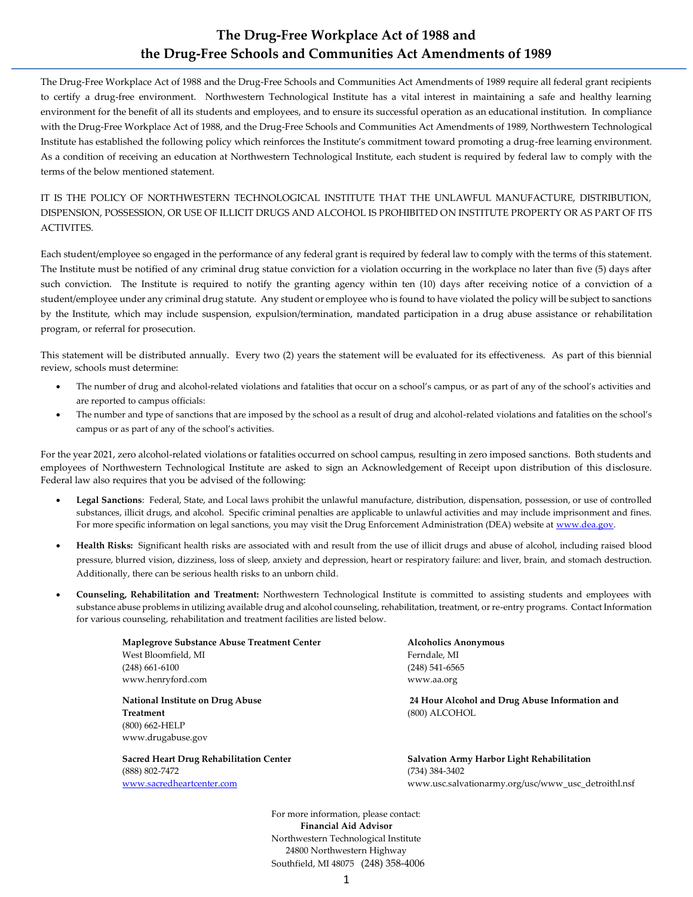# The Drug-Free Workplace Act of 1988 and the Drug-Free Schools and Communities Act Amendments of 1989

The Drug-Free Workplace Act of 1988 and the Drug-Free Schools and Communities Act Amendments of 1989 require all federal grant recipients to certify a drug-free environment. Northwestern Technological Institute has a vital interest in maintaining a safe and healthy learning environment for the benefit of all its students and employees, and to ensure its successful operation as an educational institution. In compliance with the Drug-Free Workplace Act of 1988, and the Drug-Free Schools and Communities Act Amendments of 1989, Northwestern Technological Institute has established the following policy which reinforces the Institute's commitment toward promoting a drug-free learning environment. As a condition of receiving an education at Northwestern Technological Institute, each student is required by federal law to comply with the terms of the below mentioned statement.

IT IS THE POLICY OF NORTHWESTERN TECHNOLOGICAL INSTITUTE THAT THE UNLAWFUL MANUFACTURE, DISTRIBUTION, DISPENSION, POSSESSION, OR USE OF ILLICIT DRUGS AND ALCOHOL IS PROHIBITED ON INSTITUTE PROPERTY OR AS PART OF ITS ACTIVITES.

Each student/employee so engaged in the performance of any federal grant is required by federal law to comply with the terms of this statement. The Institute must be notified of any criminal drug statue conviction for a violation occurring in the workplace no later than five (5) days after such conviction. The Institute is required to notify the granting agency within ten (10) days after receiving notice of a conviction of a student/employee under any criminal drug statute. Any student or employee who is found to have violated the policy will be subject to sanctions by the Institute, which may include suspension, expulsion/termination, mandated participation in a drug abuse assistance or rehabilitation program, or referral for prosecution.

This statement will be distributed annually. Every two (2) years the statement will be evaluated for its effectiveness. As part of this biennial review, schools must determine:

- The number of drug and alcohol-related violations and fatalities that occur on a school's campus, or as part of any of the school's activities and are reported to campus officials:
- The number and type of sanctions that are imposed by the school as a result of drug and alcohol-related violations and fatalities on the school's campus or as part of any of the school's activities.

For the year 2021, zero alcohol-related violations or fatalities occurred on school campus, resulting in zero imposed sanctions. Both students and employees of Northwestern Technological Institute are asked to sign an Acknowledgement of Receipt upon distribution of this disclosure. Federal law also requires that you be advised of the following:

- **Legal Sanctions**: Federal, State, and Local laws prohibit the unlawful manufacture, distribution, dispensation, possession, or use of controlled substances, illicit drugs, and alcohol. Specific criminal penalties are applicable to unlawful activities and may include imprisonment and fines. For more specific information on legal sanctions, you may visit the Drug Enforcement Administration (DEA) website at www.dea.gov.

- **Health Risks:** Significant health risks are associated with and result from the use of illicit drugs and abuse of alcohol, including raised blood pressure, blurred vision, dizziness, loss of sleep, anxiety and depression, heart or respiratory failure: and liver, brain, and stomach destruction. Additionally, there can be serious health risks to an unborn child.

- **Counseling, Rehabilitation and Treatment:** Northwestern Technological Institute is committed to assisting students and employees with substance abuse problems in utilizing available drug and alcohol counseling, rehabilitation, treatment, or re-entry programs. Contact Information for various counseling, rehabilitation and treatment facilities are listed below.

**Maplegrove Substance Abuse Treatment Center**
West Bloomfield, MI
(248) 661-6100
www.henryford.com

**Alcoholics Anonymous**
Ferndale, MI
(248) 541-6565
www.aa.org

**National Institute on Drug Abuse Treatment**
(800) 662-HELP
www.drugabuse.gov

**24 Hour Alcohol and Drug Abuse Information and**
(800) ALCOHOL

**Sacred Heart Drug Rehabilitation Center**
(888) 802-7472
www.sacredheartcenter.com

**Salvation Army Harbor Light Rehabilitation**
(734) 384-3402
www.usc.salvationarmy.org/usc/www_usc_detroithl.nsf

For more information, please contact:
**Financial Aid Advisor**
Northwestern Technological Institute
24800 Northwestern Highway
Southfield, MI 48075 (248) 358-4006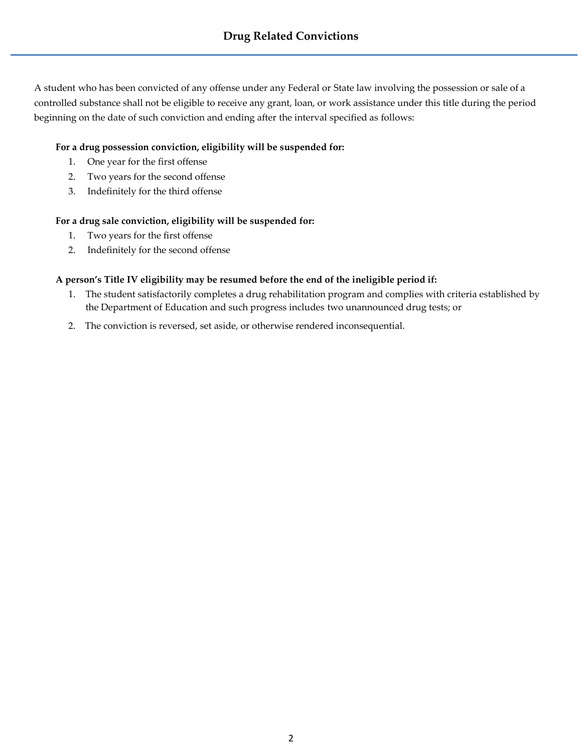## Drug Related Convictions

A student who has been convicted of any offense under any Federal or State law involving the possession or sale of a controlled substance shall not be eligible to receive any grant, loan, or work assistance under this title during the period beginning on the date of such conviction and ending after the interval specified as follows:

**For a drug possession conviction, eligibility will be suspended for:**

1. One year for the first offense
2. Two years for the second offense
3. Indefinitely for the third offense

**For a drug sale conviction, eligibility will be suspended for:**

1. Two years for the first offense
2. Indefinitely for the second offense

**A person's Title IV eligibility may be resumed before the end of the ineligible period if:**

1. The student satisfactorily completes a drug rehabilitation program and complies with criteria established by the Department of Education and such progress includes two unannounced drug tests; or
2. The conviction is reversed, set aside, or otherwise rendered inconsequential.